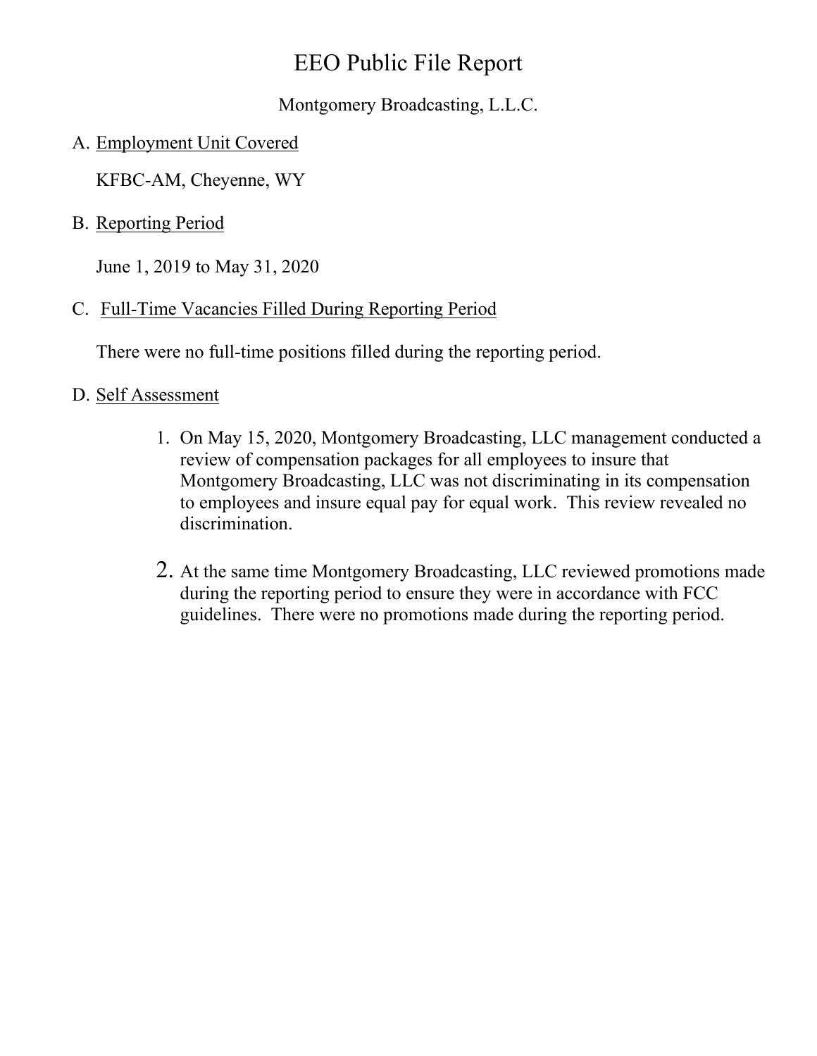# EEO Public File Report

Montgomery Broadcasting, L.L.C.

A. Employment Unit Covered

KFBC-AM, Cheyenne, WY

B. Reporting Period

June 1, 2019 to May 31, 2020

C. Full-Time Vacancies Filled During Reporting Period

There were no full-time positions filled during the reporting period.

D. Self Assessment

1. On May 15, 2020, Montgomery Broadcasting, LLC management conducted a review of compensation packages for all employees to insure that Montgomery Broadcasting, LLC was not discriminating in its compensation to employees and insure equal pay for equal work. This review revealed no discrimination.

2. At the same time Montgomery Broadcasting, LLC reviewed promotions made during the reporting period to ensure they were in accordance with FCC guidelines. There were no promotions made during the reporting period.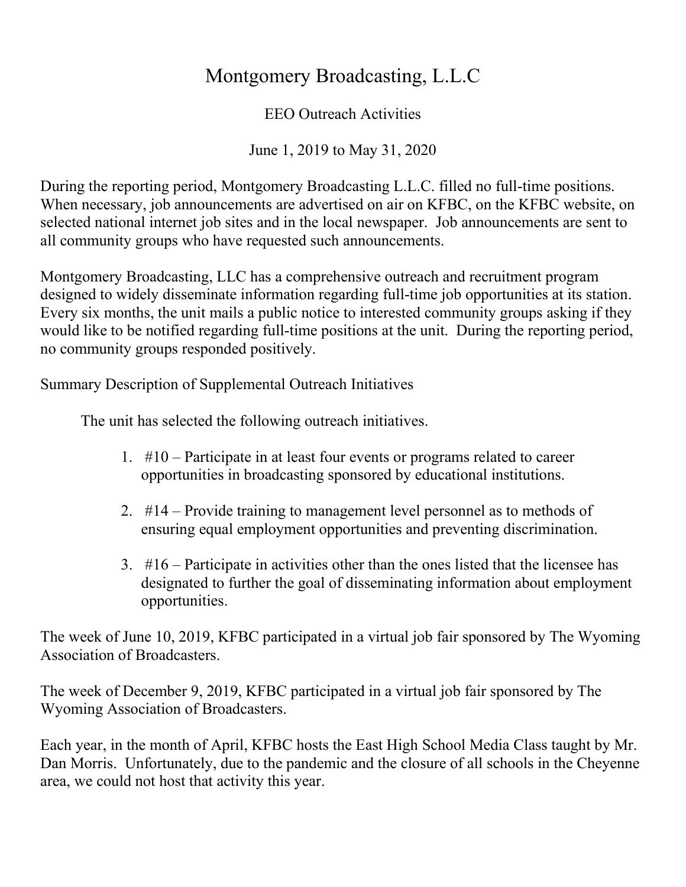# Montgomery Broadcasting, L.L.C

EEO Outreach Activities

June 1, 2019 to May 31, 2020

During the reporting period, Montgomery Broadcasting L.L.C. filled no full-time positions. When necessary, job announcements are advertised on air on KFBC, on the KFBC website, on selected national internet job sites and in the local newspaper. Job announcements are sent to all community groups who have requested such announcements.

Montgomery Broadcasting, LLC has a comprehensive outreach and recruitment program designed to widely disseminate information regarding full-time job opportunities at its station. Every six months, the unit mails a public notice to interested community groups asking if they would like to be notified regarding full-time positions at the unit. During the reporting period, no community groups responded positively.

Summary Description of Supplemental Outreach Initiatives

The unit has selected the following outreach initiatives.

1. #10 – Participate in at least four events or programs related to career opportunities in broadcasting sponsored by educational institutions.

2. #14 – Provide training to management level personnel as to methods of ensuring equal employment opportunities and preventing discrimination.

3. #16 – Participate in activities other than the ones listed that the licensee has designated to further the goal of disseminating information about employment opportunities.

The week of June 10, 2019, KFBC participated in a virtual job fair sponsored by The Wyoming Association of Broadcasters.

The week of December 9, 2019, KFBC participated in a virtual job fair sponsored by The Wyoming Association of Broadcasters.

Each year, in the month of April, KFBC hosts the East High School Media Class taught by Mr. Dan Morris. Unfortunately, due to the pandemic and the closure of all schools in the Cheyenne area, we could not host that activity this year.